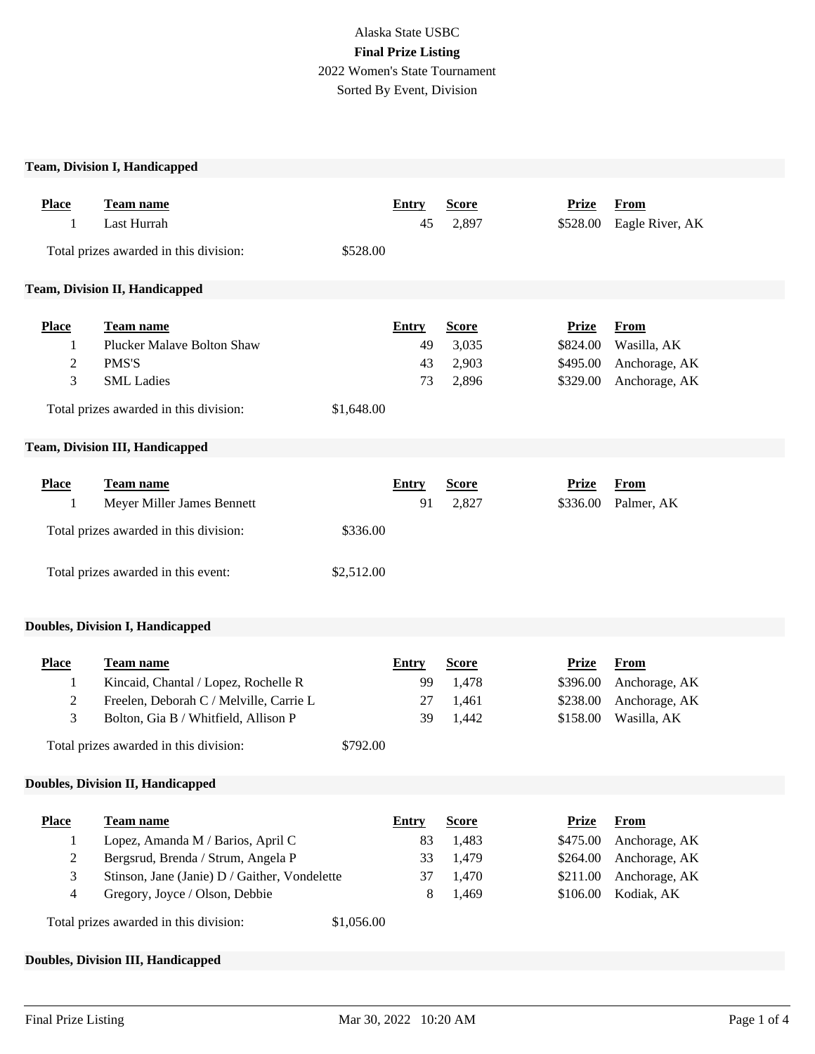Alaska State USBC

**Final Prize Listing**

2022 Women's State Tournament

Sorted By Event, Division

### Team, Division I, Handicapped

| Place | Team name | Entry | Score | Prize | From |
|---|---|---|---|---|---|
| 1 | Last Hurrah | 45 | 2,897 | $528.00 | Eagle River, AK |

Total prizes awarded in this division: $528.00

### Team, Division II, Handicapped

| Place | Team name | Entry | Score | Prize | From |
|---|---|---|---|---|---|
| 1 | Plucker Malave Bolton Shaw | 49 | 3,035 | $824.00 | Wasilla, AK |
| 2 | PMS'S | 43 | 2,903 | $495.00 | Anchorage, AK |
| 3 | SML Ladies | 73 | 2,896 | $329.00 | Anchorage, AK |

Total prizes awarded in this division: $1,648.00

### Team, Division III, Handicapped

| Place | Team name | Entry | Score | Prize | From |
|---|---|---|---|---|---|
| 1 | Meyer Miller James Bennett | 91 | 2,827 | $336.00 | Palmer, AK |

Total prizes awarded in this division: $336.00

Total prizes awarded in this event: $2,512.00

### Doubles, Division I, Handicapped

| Place | Team name | Entry | Score | Prize | From |
|---|---|---|---|---|---|
| 1 | Kincaid, Chantal / Lopez, Rochelle R | 99 | 1,478 | $396.00 | Anchorage, AK |
| 2 | Freelen, Deborah C / Melville, Carrie L | 27 | 1,461 | $238.00 | Anchorage, AK |
| 3 | Bolton, Gia B / Whitfield, Allison P | 39 | 1,442 | $158.00 | Wasilla, AK |

Total prizes awarded in this division: $792.00

### Doubles, Division II, Handicapped

| Place | Team name | Entry | Score | Prize | From |
|---|---|---|---|---|---|
| 1 | Lopez, Amanda M / Barios, April C | 83 | 1,483 | $475.00 | Anchorage, AK |
| 2 | Bergsrud, Brenda / Strum, Angela P | 33 | 1,479 | $264.00 | Anchorage, AK |
| 3 | Stinson, Jane (Janie) D / Gaither, Vondelette | 37 | 1,470 | $211.00 | Anchorage, AK |
| 4 | Gregory, Joyce / Olson, Debbie | 8 | 1,469 | $106.00 | Kodiak, AK |

Total prizes awarded in this division: $1,056.00

### Doubles, Division III, Handicapped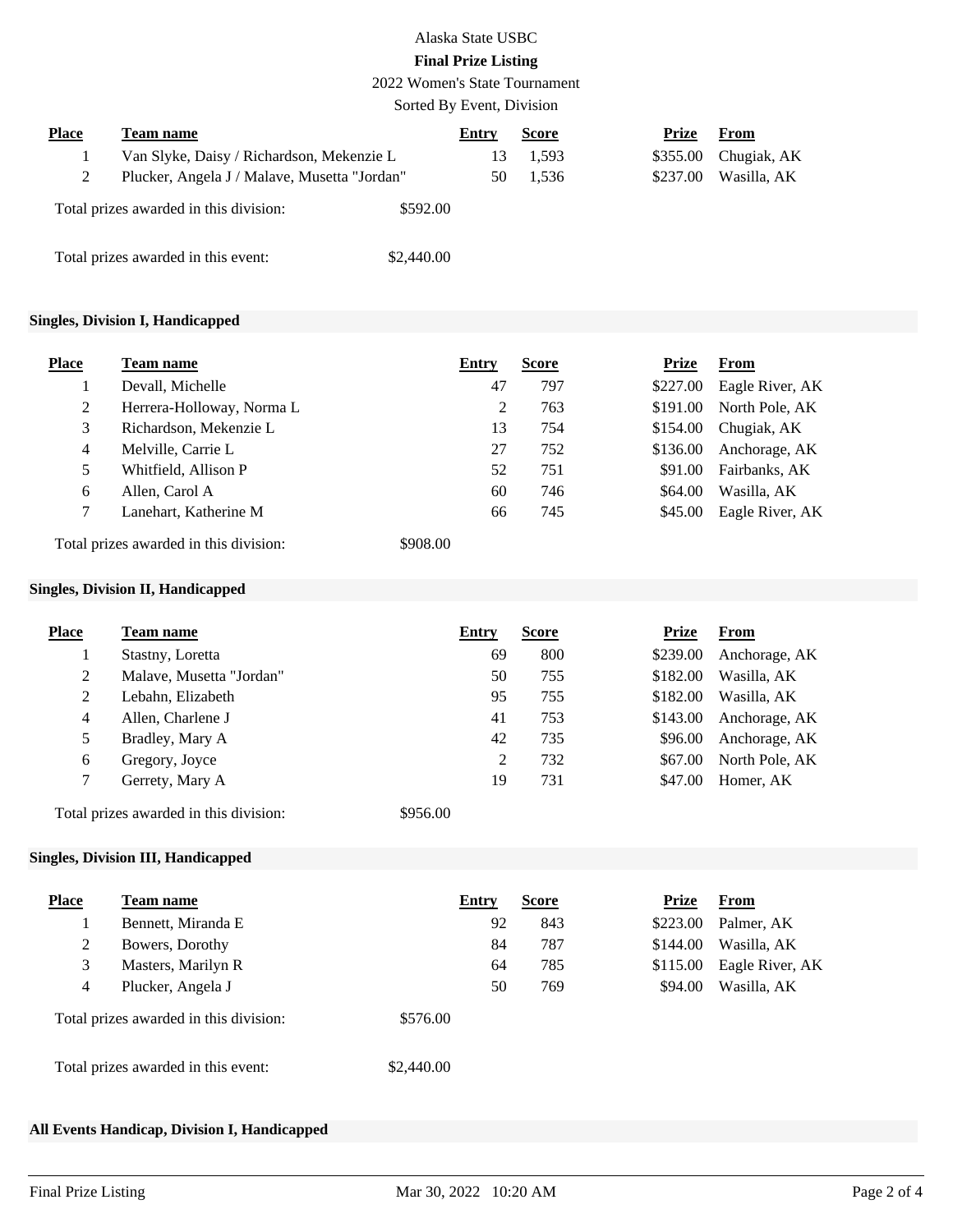Alaska State USBC

**Final Prize Listing**

2022 Women's State Tournament

Sorted By Event, Division

| Place | Team name | Entry | Score | Prize | From |
|---|---|---|---|---|---|
| 1 | Van Slyke, Daisy / Richardson, Mekenzie L | 13 | 1,593 | $355.00 | Chugiak, AK |
| 2 | Plucker, Angela J / Malave, Musetta "Jordan" | 50 | 1,536 | $237.00 | Wasilla, AK |

Total prizes awarded in this division: $592.00

Total prizes awarded in this event: $2,440.00

### Singles, Division I, Handicapped

| Place | Team name | Entry | Score | Prize | From |
|---|---|---|---|---|---|
| 1 | Devall, Michelle | 47 | 797 | $227.00 | Eagle River, AK |
| 2 | Herrera-Holloway, Norma L | 2 | 763 | $191.00 | North Pole, AK |
| 3 | Richardson, Mekenzie L | 13 | 754 | $154.00 | Chugiak, AK |
| 4 | Melville, Carrie L | 27 | 752 | $136.00 | Anchorage, AK |
| 5 | Whitfield, Allison P | 52 | 751 | $91.00 | Fairbanks, AK |
| 6 | Allen, Carol A | 60 | 746 | $64.00 | Wasilla, AK |
| 7 | Lanehart, Katherine M | 66 | 745 | $45.00 | Eagle River, AK |

Total prizes awarded in this division: $908.00

### Singles, Division II, Handicapped

| Place | Team name | Entry | Score | Prize | From |
|---|---|---|---|---|---|
| 1 | Stastny, Loretta | 69 | 800 | $239.00 | Anchorage, AK |
| 2 | Malave, Musetta "Jordan" | 50 | 755 | $182.00 | Wasilla, AK |
| 2 | Lebahn, Elizabeth | 95 | 755 | $182.00 | Wasilla, AK |
| 4 | Allen, Charlene J | 41 | 753 | $143.00 | Anchorage, AK |
| 5 | Bradley, Mary A | 42 | 735 | $96.00 | Anchorage, AK |
| 6 | Gregory, Joyce | 2 | 732 | $67.00 | North Pole, AK |
| 7 | Gerrety, Mary A | 19 | 731 | $47.00 | Homer, AK |

Total prizes awarded in this division: $956.00

### Singles, Division III, Handicapped

| Place | Team name | Entry | Score | Prize | From |
|---|---|---|---|---|---|
| 1 | Bennett, Miranda E | 92 | 843 | $223.00 | Palmer, AK |
| 2 | Bowers, Dorothy | 84 | 787 | $144.00 | Wasilla, AK |
| 3 | Masters, Marilyn R | 64 | 785 | $115.00 | Eagle River, AK |
| 4 | Plucker, Angela J | 50 | 769 | $94.00 | Wasilla, AK |

Total prizes awarded in this division: $576.00

Total prizes awarded in this event: $2,440.00

### All Events Handicap, Division I, Handicapped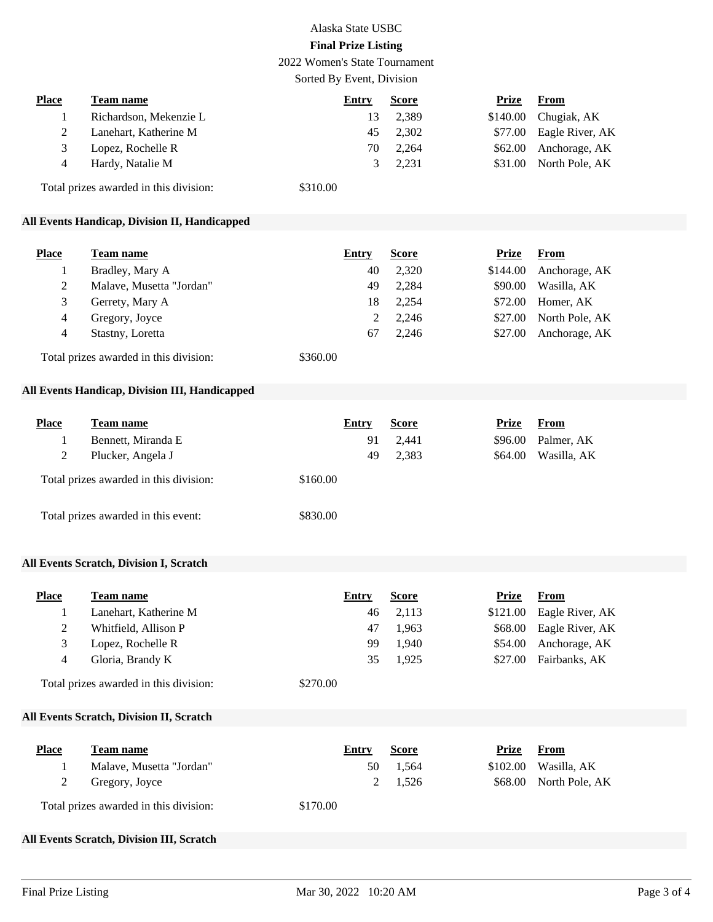Alaska State USBC

**Final Prize Listing**

2022 Women's State Tournament

Sorted By Event, Division

| Place | Team name | Entry | Score | Prize | From |
|---|---|---|---|---|---|
| 1 | Richardson, Mekenzie L | 13 | 2,389 | $140.00 | Chugiak, AK |
| 2 | Lanehart, Katherine M | 45 | 2,302 | $77.00 | Eagle River, AK |
| 3 | Lopez, Rochelle R | 70 | 2,264 | $62.00 | Anchorage, AK |
| 4 | Hardy, Natalie M | 3 | 2,231 | $31.00 | North Pole, AK |

Total prizes awarded in this division: $310.00

### All Events Handicap, Division II, Handicapped

| Place | Team name | Entry | Score | Prize | From |
|---|---|---|---|---|---|
| 1 | Bradley, Mary A | 40 | 2,320 | $144.00 | Anchorage, AK |
| 2 | Malave, Musetta "Jordan" | 49 | 2,284 | $90.00 | Wasilla, AK |
| 3 | Gerrety, Mary A | 18 | 2,254 | $72.00 | Homer, AK |
| 4 | Gregory, Joyce | 2 | 2,246 | $27.00 | North Pole, AK |
| 4 | Stastny, Loretta | 67 | 2,246 | $27.00 | Anchorage, AK |

Total prizes awarded in this division: $360.00

### All Events Handicap, Division III, Handicapped

| Place | Team name | Entry | Score | Prize | From |
|---|---|---|---|---|---|
| 1 | Bennett, Miranda E | 91 | 2,441 | $96.00 | Palmer, AK |
| 2 | Plucker, Angela J | 49 | 2,383 | $64.00 | Wasilla, AK |

Total prizes awarded in this division: $160.00

Total prizes awarded in this event: $830.00

### All Events Scratch, Division I, Scratch

| Place | Team name | Entry | Score | Prize | From |
|---|---|---|---|---|---|
| 1 | Lanehart, Katherine M | 46 | 2,113 | $121.00 | Eagle River, AK |
| 2 | Whitfield, Allison P | 47 | 1,963 | $68.00 | Eagle River, AK |
| 3 | Lopez, Rochelle R | 99 | 1,940 | $54.00 | Anchorage, AK |
| 4 | Gloria, Brandy K | 35 | 1,925 | $27.00 | Fairbanks, AK |

Total prizes awarded in this division: $270.00

### All Events Scratch, Division II, Scratch

| Place | Team name | Entry | Score | Prize | From |
|---|---|---|---|---|---|
| 1 | Malave, Musetta "Jordan" | 50 | 1,564 | $102.00 | Wasilla, AK |
| 2 | Gregory, Joyce | 2 | 1,526 | $68.00 | North Pole, AK |

Total prizes awarded in this division: $170.00

### All Events Scratch, Division III, Scratch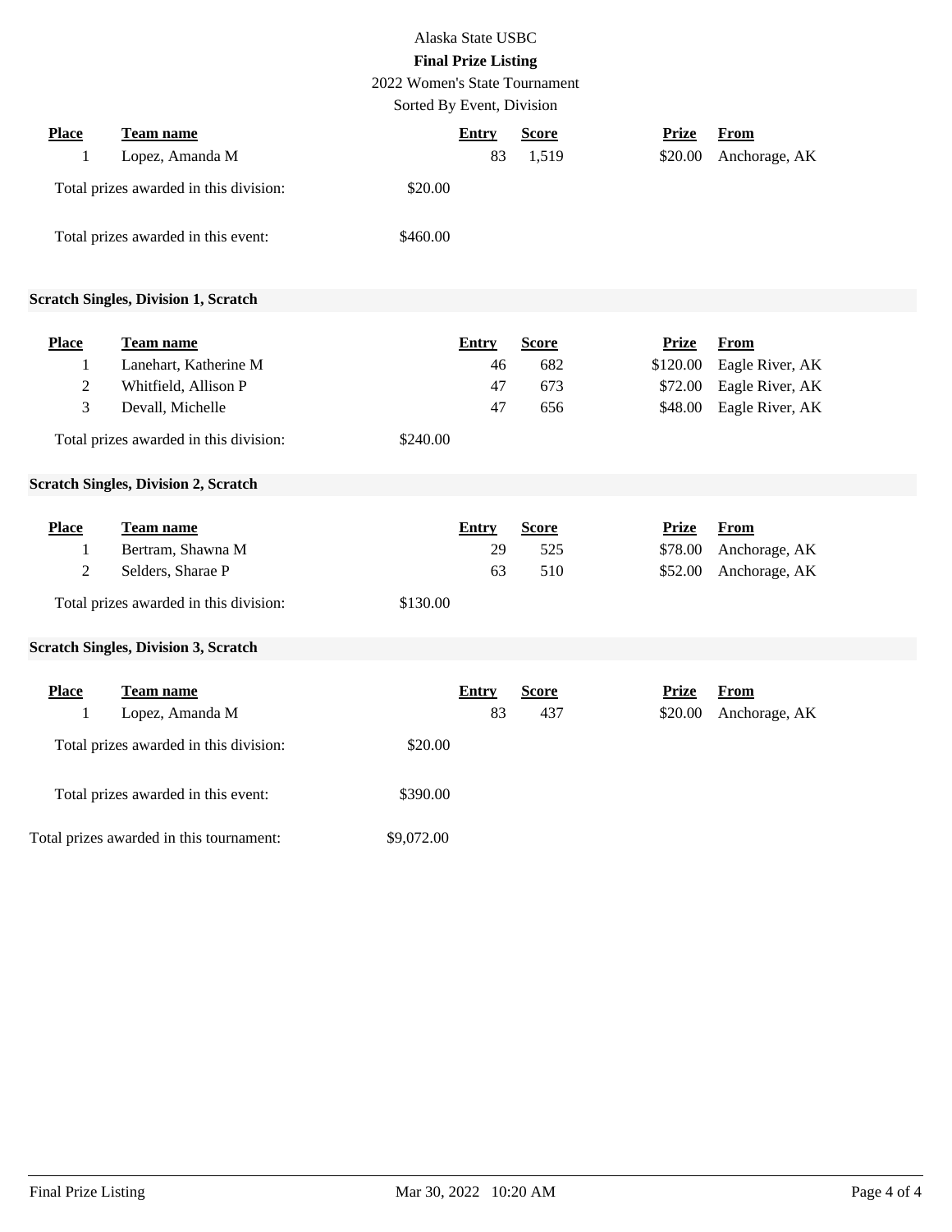Alaska State USBC

**Final Prize Listing**

2022 Women's State Tournament

Sorted By Event, Division

| Place | Team name | Entry | Score | Prize | From |
|---|---|---|---|---|---|
| 1 | Lopez, Amanda M | 83 | 1,519 | $20.00 | Anchorage, AK |

Total prizes awarded in this division: $20.00

Total prizes awarded in this event: $460.00

### Scratch Singles, Division 1, Scratch

| Place | Team name | Entry | Score | Prize | From |
|---|---|---|---|---|---|
| 1 | Lanehart, Katherine M | 46 | 682 | $120.00 | Eagle River, AK |
| 2 | Whitfield, Allison P | 47 | 673 | $72.00 | Eagle River, AK |
| 3 | Devall, Michelle | 47 | 656 | $48.00 | Eagle River, AK |

Total prizes awarded in this division: $240.00

### Scratch Singles, Division 2, Scratch

| Place | Team name | Entry | Score | Prize | From |
|---|---|---|---|---|---|
| 1 | Bertram, Shawna M | 29 | 525 | $78.00 | Anchorage, AK |
| 2 | Selders, Sharae P | 63 | 510 | $52.00 | Anchorage, AK |

Total prizes awarded in this division: $130.00

### Scratch Singles, Division 3, Scratch

| Place | Team name | Entry | Score | Prize | From |
|---|---|---|---|---|---|
| 1 | Lopez, Amanda M | 83 | 437 | $20.00 | Anchorage, AK |

Total prizes awarded in this division: $20.00

Total prizes awarded in this event: $390.00

Total prizes awarded in this tournament: $9,072.00